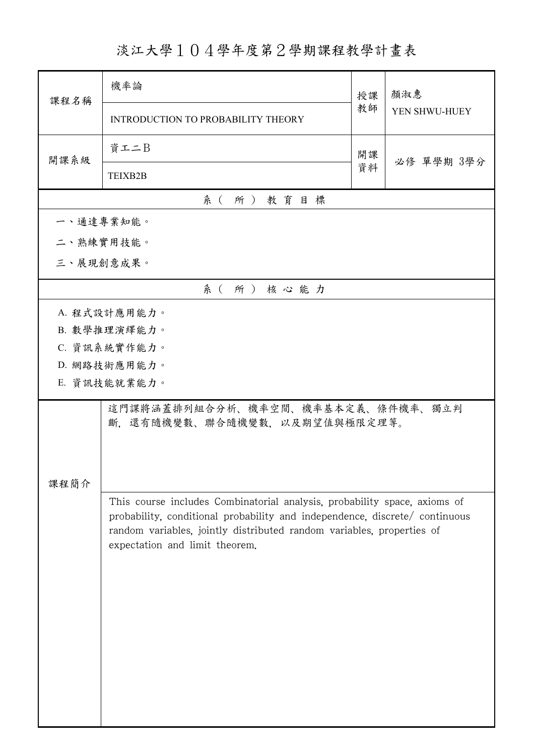# 淡江大學１０４學年度第２學期課程教學計畫表

| 課程名稱 | 機率論 | 授課教師 | 顏淑惠 |
|---|---|---|---|
| | INTRODUCTION TO PROBABILITY THEORY | | YEN SHWU-HUEY |
| 開課系級 | 資工二B | 開課資料 | 必修 單學期 3學分 |
| | TEIXB2B | | |

## 系（所）教育目標

一、通達專業知能。

二、熟練實用技能。

三、展現創意成果。

## 系（所）核心能力

A. 程式設計應用能力。

B. 數學推理演繹能力。

C. 資訊系統實作能力。

D. 網路技術應用能力。

E. 資訊技能就業能力。

## 課程簡介

這門課將涵蓋排列組合分析、機率空間、機率基本定義、條件機率、獨立判斷，還有隨機變數、聯合隨機變數，以及期望值與極限定理等。

This course includes Combinatorial analysis, probability space, axioms of probability, conditional probability and independence, discrete/ continuous random variables, jointly distributed random variables, properties of expectation and limit theorem.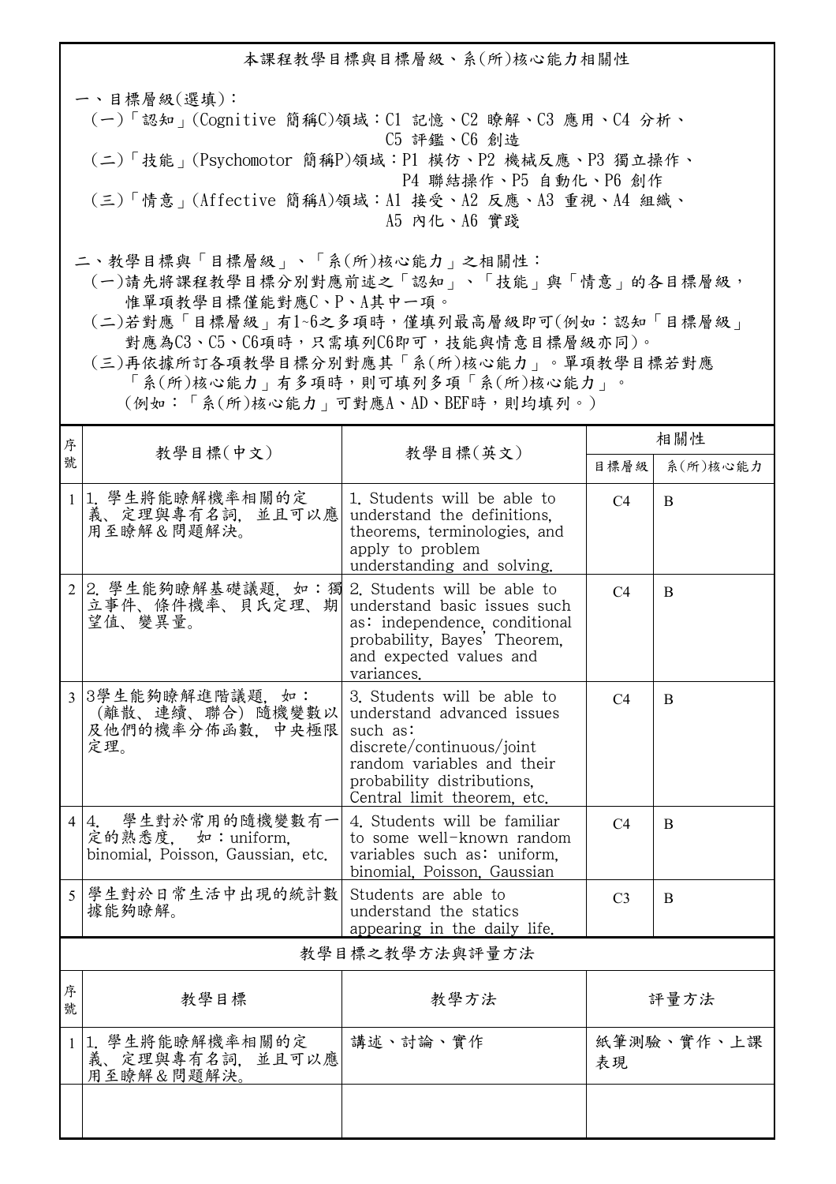## 本課程教學目標與目標層級、系(所)核心能力相關性

一、目標層級(選填)：

(一)「認知」(Cognitive 簡稱C)領域：C1 記憶、C2 瞭解、C3 應用、C4 分析、C5 評鑑、C6 創造

(二)「技能」(Psychomotor 簡稱P)領域：P1 模仿、P2 機械反應、P3 獨立操作、P4 聯結操作、P5 自動化、P6 創作

(三)「情意」(Affective 簡稱A)領域：A1 接受、A2 反應、A3 重視、A4 組織、A5 內化、A6 實踐

二、教學目標與「目標層級」、「系(所)核心能力」之相關性：

(一)請先將課程教學目標分別對應前述之「認知」、「技能」與「情意」的各目標層級，惟單項教學目標僅能對應C、P、A其中一項。

(二)若對應「目標層級」有1~6之多項時，僅填列最高層級即可(例如：認知「目標層級」對應為C3、C5、C6項時，只需填列C6即可，技能與情意目標層級亦同)。

(三)再依據所訂各項教學目標分別對應其「系(所)核心能力」。單項教學目標若對應「系(所)核心能力」有多項時，則可填列多項「系(所)核心能力」。(例如：「系(所)核心能力」可對應A、AD、BEF時，則均填列。)

| 序號 | 教學目標(中文) | 教學目標(英文) | 相關性 | |
|---|---|---|---|---|
| | | | 目標層級 | 系(所)核心能力 |
| 1 | 1. 學生將能瞭解機率相關的定義、定理與專有名詞, 並且可以應用至瞭解&問題解決。 | 1. Students will be able to understand the definitions, theorems, terminologies, and apply to problem understanding and solving. | C4 | B |
| 2 | 2. 學生能夠瞭解基礎議題, 如：獨立事件、條件機率、貝氏定理、期望值、變異量。 | 2. Students will be able to understand basic issues such as: independence, conditional probability, Bayes' Theorem, and expected values and variances. | C4 | B |
| 3 | 3學生能夠瞭解進階議題, 如：(離散、連續、聯合) 隨機變數以及他們的機率分佈函數, 中央極限定理。 | 3. Students will be able to understand advanced issues such as: discrete/continuous/joint random variables and their probability distributions, Central limit theorem, etc. | C4 | B |
| 4 | 4. 學生對於常用的隨機變數有一定的熟悉度, 如：uniform, binomial, Poisson, Gaussian, etc. | 4. Students will be familiar to some well-known random variables such as: uniform, binomial, Poisson, Gaussian | C4 | B |
| 5 | 學生對於日常生活中出現的統計數據能夠瞭解。 | Students are able to understand the statics appearing in the daily life. | C3 | B |

## 教學目標之教學方法與評量方法

| 序號 | 教學目標 | 教學方法 | 評量方法 |
|---|---|---|---|
| 1 | 1. 學生將能瞭解機率相關的定義、定理與專有名詞, 並且可以應用至瞭解&問題解決。 | 講述、討論、實作 | 紙筆測驗、實作、上課表現 |
| | | | |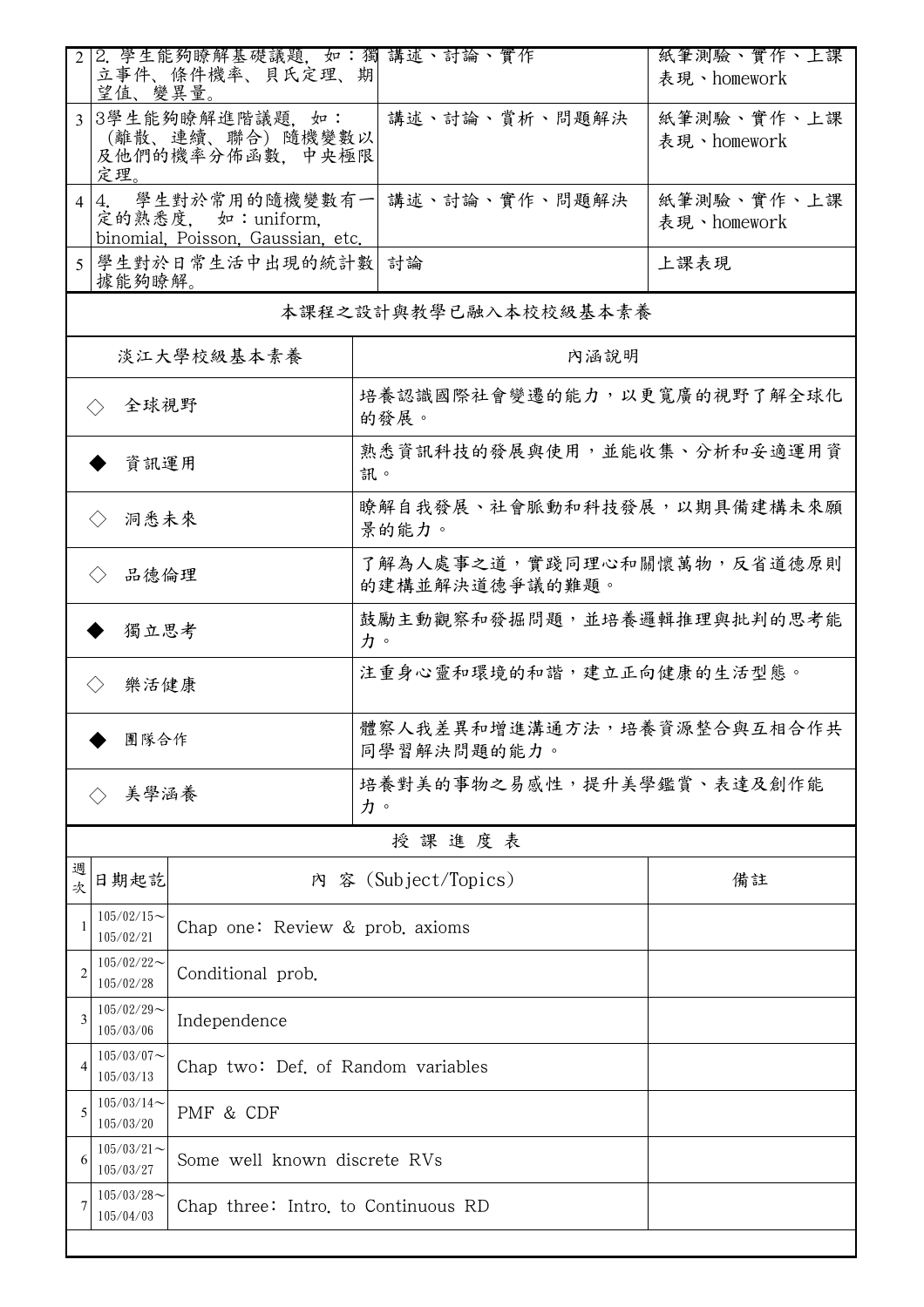| | | | |
|---|---|---|---|
| 2 | 2. 學生能夠瞭解基礎議題，如：獨立事件、條件機率、貝氏定理、期望值、變異量。 | 講述、討論、實作 | 紙筆測驗、實作、上課表現、homework |
| 3 | 3學生能夠瞭解進階議題，如：（離散、連續、聯合）隨機變數以及他們的機率分佈函數，中央極限定理。 | 講述、討論、賞析、問題解決 | 紙筆測驗、實作、上課表現、homework |
| 4 | 4. 學生對於常用的隨機變數有一定的熟悉度， 如：uniform, binomial, Poisson, Gaussian, etc. | 講述、討論、實作、問題解決 | 紙筆測驗、實作、上課表現、homework |
| 5 | 學生對於日常生活中出現的統計數據能夠瞭解。 | 討論 | 上課表現 |

本課程之設計與教學已融入本校校級基本素養

| 淡江大學校級基本素養 | 內涵說明 |
|---|---|
| ◇ 全球視野 | 培養認識國際社會變遷的能力，以更寬廣的視野了解全球化的發展。 |
| ◆ 資訊運用 | 熟悉資訊科技的發展與使用，並能收集、分析和妥適運用資訊。 |
| ◇ 洞悉未來 | 瞭解自我發展、社會脈動和科技發展，以期具備建構未來願景的能力。 |
| ◇ 品德倫理 | 了解為人處事之道，實踐同理心和關懷萬物，反省道德原則的建構並解決道德爭議的難題。 |
| ◆ 獨立思考 | 鼓勵主動觀察和發掘問題，並培養邏輯推理與批判的思考能力。 |
| ◇ 樂活健康 | 注重身心靈和環境的和諧，建立正向健康的生活型態。 |
| ◆ 團隊合作 | 體察人我差異和增進溝通方法，培養資源整合與互相合作共同學習解決問題的能力。 |
| ◇ 美學涵養 | 培養對美的事物之易感性，提升美學鑑賞、表達及創作能力。 |

授 課 進 度 表

| 週次 | 日期起訖 | 內 容 (Subject/Topics) | 備註 |
|---|---|---|---|
| 1 | 105/02/15～105/02/21 | Chap one: Review & prob. axioms | |
| 2 | 105/02/22～105/02/28 | Conditional prob. | |
| 3 | 105/02/29～105/03/06 | Independence | |
| 4 | 105/03/07～105/03/13 | Chap two: Def. of Random variables | |
| 5 | 105/03/14～105/03/20 | PMF & CDF | |
| 6 | 105/03/21～105/03/27 | Some well known discrete RVs | |
| 7 | 105/03/28～105/04/03 | Chap three: Intro. to Continuous RD | |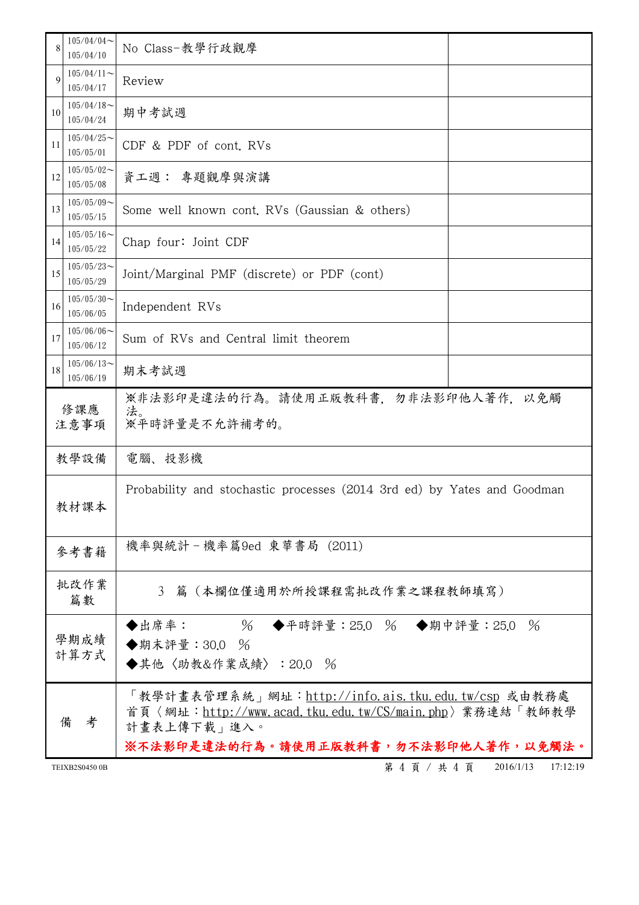| | | | |
|---|---|---|---|
| 8 | 105/04/04～<br>105/04/10 | No Class-教學行政觀摩 | |
| 9 | 105/04/11～<br>105/04/17 | Review | |
| 10 | 105/04/18～<br>105/04/24 | 期中考試週 | |
| 11 | 105/04/25～<br>105/05/01 | CDF & PDF of cont. RVs | |
| 12 | 105/05/02～<br>105/05/08 | 資工週： 專題觀摩與演講 | |
| 13 | 105/05/09～<br>105/05/15 | Some well known cont. RVs (Gaussian & others) | |
| 14 | 105/05/16～<br>105/05/22 | Chap four: Joint CDF | |
| 15 | 105/05/23～<br>105/05/29 | Joint/Marginal PMF (discrete) or PDF (cont) | |
| 16 | 105/05/30～<br>105/06/05 | Independent RVs | |
| 17 | 105/06/06～<br>105/06/12 | Sum of RVs and Central limit theorem | |
| 18 | 105/06/13～<br>105/06/19 | 期末考試週 | |

| | |
|---|---|
| 修課應注意事項 | ※非法影印是違法的行為。請使用正版教科書，勿非法影印他人著作，以免觸法。<br>※平時評量是不允許補考的。 |
| 教學設備 | 電腦、投影機 |
| 教材課本 | Probability and stochastic processes (2014 3rd ed) by Yates and Goodman |
| 參考書籍 | 機率與統計－機率篇9ed 東華書局 (2011) |
| 批改作業篇數 | 3 篇（本欄位僅適用於所授課程需批改作業之課程教師填寫） |
| 學期成績計算方式 | ◆出席率：　　% ◆平時評量：25.0 % ◆期中評量：25.0 %<br>◆期末評量：30.0 %<br>◆其他〈助教&作業成績〉：20.0 % |
| 備　考 | 「教學計畫表管理系統」網址：http://info.ais.tku.edu.tw/csp 或由教務處首頁〈網址：http://www.acad.tku.edu.tw/CS/main.php〉業務連結「教師教學計畫表上傳下載」進入。<br>**※不法影印是違法的行為。請使用正版教科書，勿不法影印他人著作，以免觸法。** |

TEIXB2S0450 0B　　2016/1/13　17:12:19